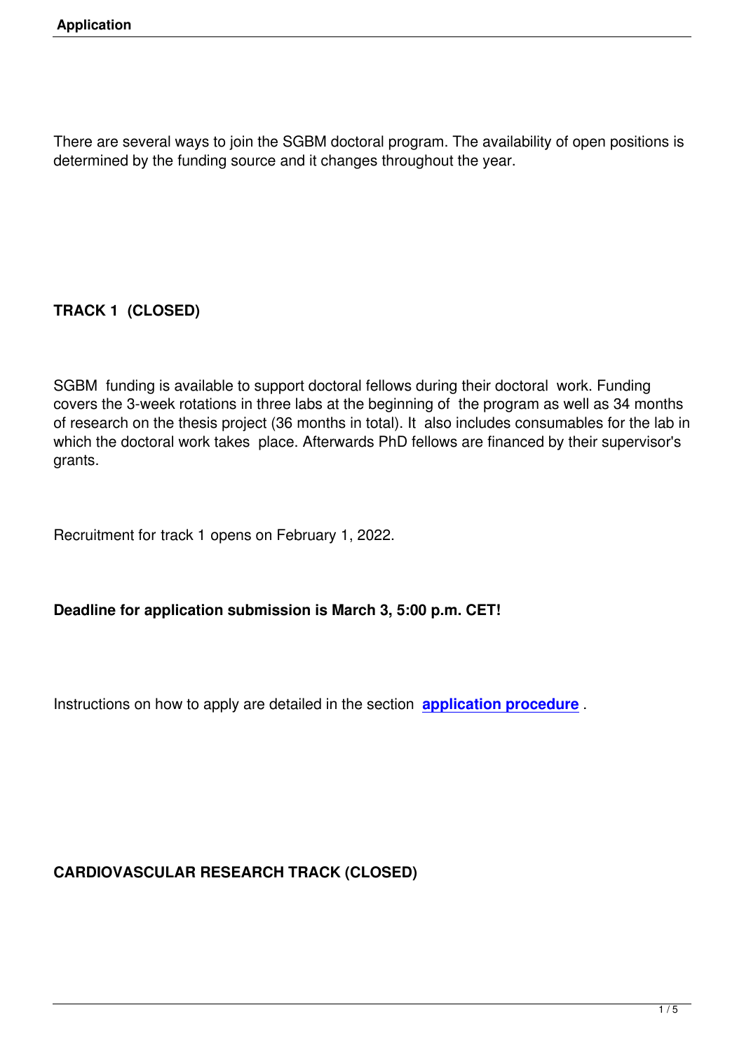There are several ways to join the SGBM doctoral program. The availability of open positions is determined by the funding source and it changes throughout the year.

**TRACK 1 (CLOSED)**

SGBM funding is available to support doctoral fellows during their doctoral work. Funding covers the 3-week rotations in three labs at the beginning of the program as well as 34 months of research on the thesis project (36 months in total). It also includes consumables for the lab in which the doctoral work takes place. Afterwards PhD fellows are financed by their supervisor's grants.

Recruitment for track 1 opens on February 1, 2022.

**Deadline for application submission is March 3, 5:00 p.m. CET!**

Instructions on how to apply are detailed in the section **application procedure** .

**CARDIOVASCULAR RESEARCH TRACK (CLOSED)**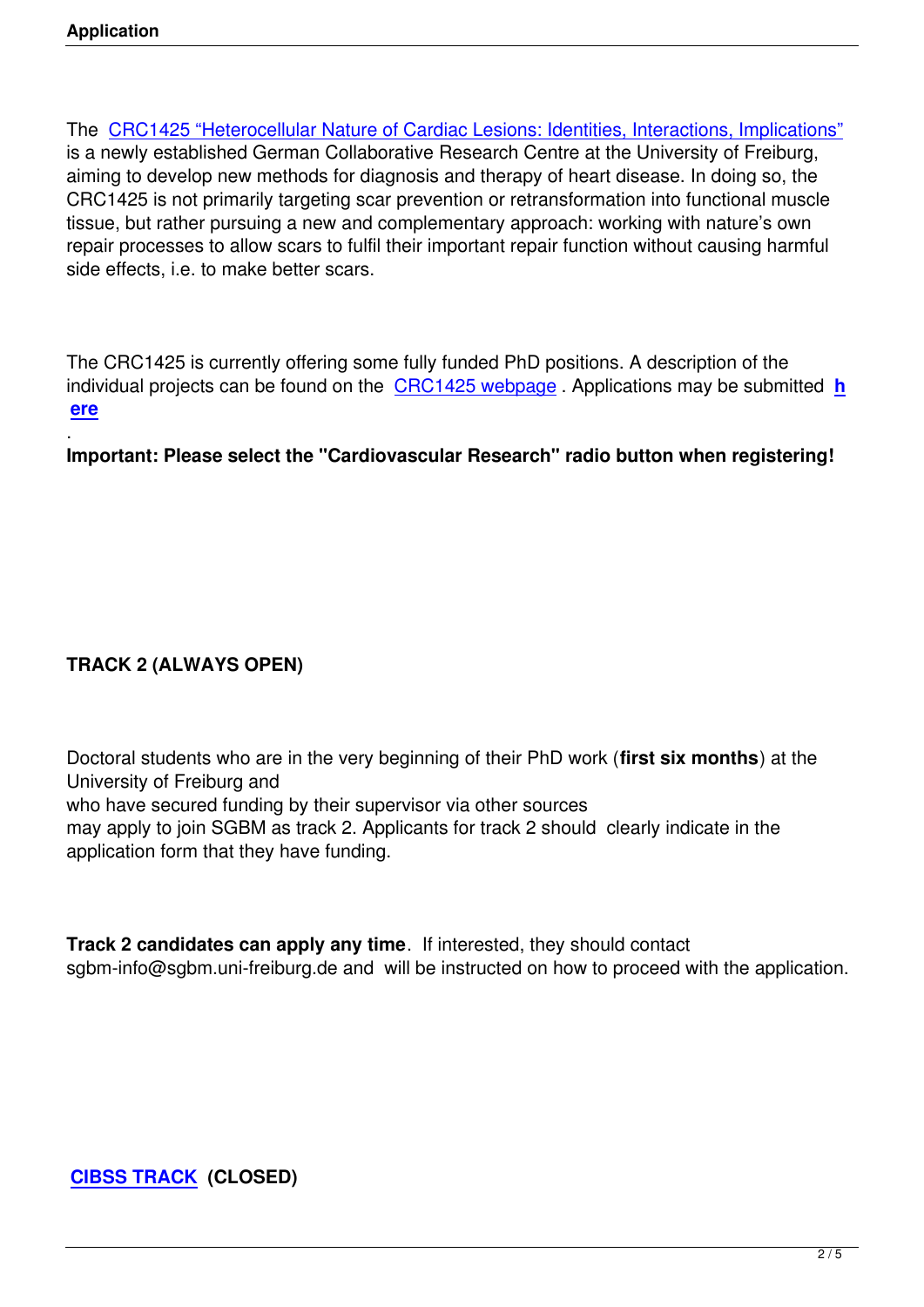The CRC1425 “Heterocellular Nature of Cardiac Lesions: Identities, Interactions, Implications” is a newly established German Collaborative Research Centre at the University of Freiburg, aiming to develop new methods for diagnosis and therapy of heart disease. In doing so, the CRC1425 is not primarily targeting scar prevention or retransformation into functional muscle tissue, but rather pursuing a new and complementary approach: working with nature’s own repair processes to allow scars to fulfil their important repair function without causing harmful side effects, i.e. to make better scars.

The CRC1425 is currently offering some fully funded PhD positions. A description of the individual projects can be found on the CRC1425 webpage . Applications may be submitted **here**.

**Important: Please select the "Cardiovascular Research" radio button when registering!**

**TRACK 2 (ALWAYS OPEN)**

Doctoral students who are in the very beginning of their PhD work (**first six months**) at the University of Freiburg and
who have secured funding by their supervisor via other sources
may apply to join SGBM as track 2. Applicants for track 2 should clearly indicate in the application form that they have funding.

**Track 2 candidates can apply any time**. If interested, they should contact sgbm-info@sgbm.uni-freiburg.de and will be instructed on how to proceed with the application.

**CIBSS TRACK (CLOSED)**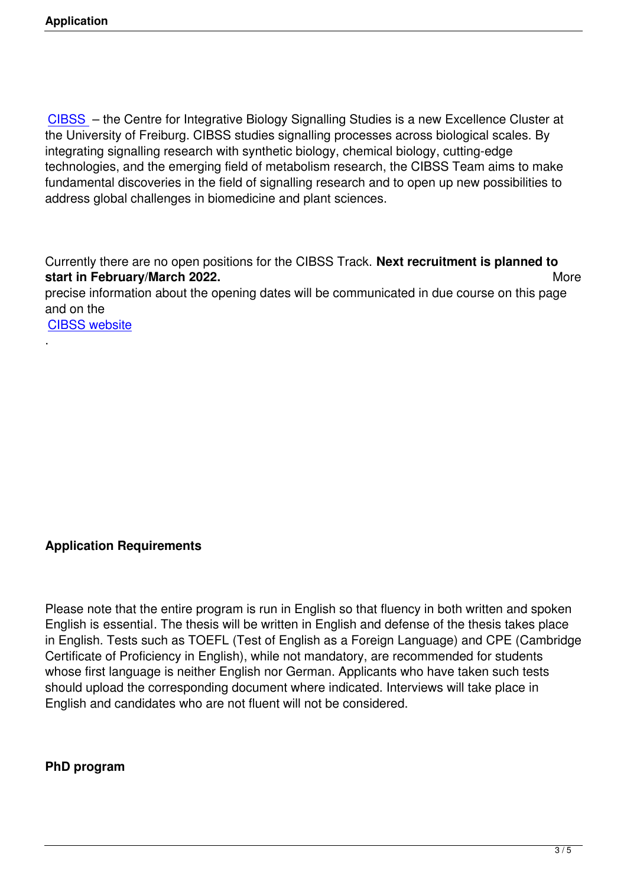[CIBSS](CIBSS) – the Centre for Integrative Biology Signalling Studies is a new Excellence Cluster at the University of Freiburg. CIBSS studies signalling processes across biological scales. By integrating signalling research with synthetic biology, chemical biology, cutting-edge technologies, and the emerging field of metabolism research, the CIBSS Team aims to make fundamental discoveries in the field of signalling research and to open up new possibilities to address global challenges in biomedicine and plant sciences.

Currently there are no open positions for the CIBSS Track. **Next recruitment is planned to start in February/March 2022.** More precise information about the opening dates will be communicated in due course on this page and on the CIBSS website.

**Application Requirements**

Please note that the entire program is run in English so that fluency in both written and spoken English is essential. The thesis will be written in English and defense of the thesis takes place in English. Tests such as TOEFL (Test of English as a Foreign Language) and CPE (Cambridge Certificate of Proficiency in English), while not mandatory, are recommended for students whose first language is neither English nor German. Applicants who have taken such tests should upload the corresponding document where indicated. Interviews will take place in English and candidates who are not fluent will not be considered.

**PhD program**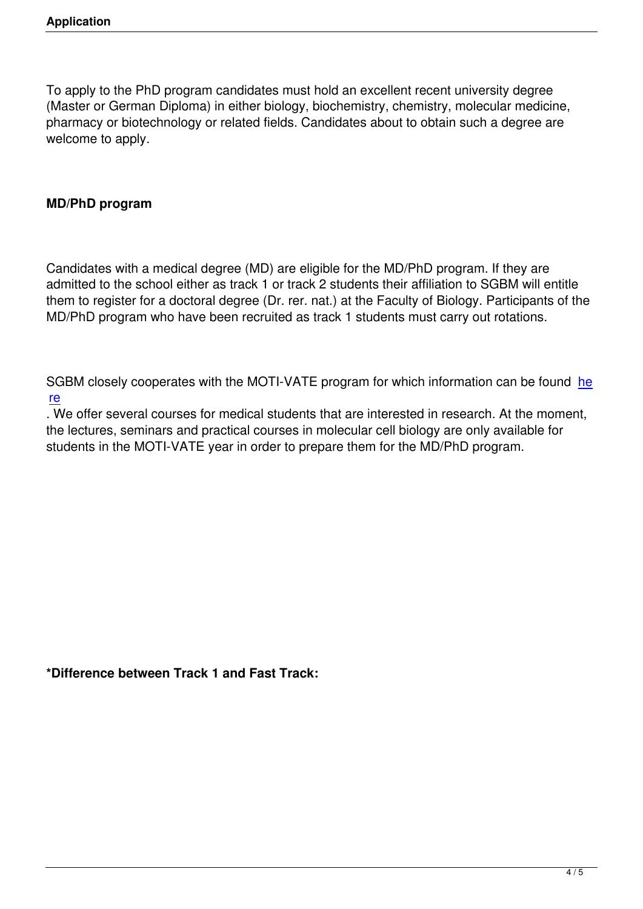To apply to the PhD program candidates must hold an excellent recent university degree (Master or German Diploma) in either biology, biochemistry, chemistry, molecular medicine, pharmacy or biotechnology or related fields. Candidates about to obtain such a degree are welcome to apply.

**MD/PhD program**

Candidates with a medical degree (MD) are eligible for the MD/PhD program. If they are admitted to the school either as track 1 or track 2 students their affiliation to SGBM will entitle them to register for a doctoral degree (Dr. rer. nat.) at the Faculty of Biology. Participants of the MD/PhD program who have been recruited as track 1 students must carry out rotations.

SGBM closely cooperates with the MOTI-VATE program for which information can be found here. We offer several courses for medical students that are interested in research. At the moment, the lectures, seminars and practical courses in molecular cell biology are only available for students in the MOTI-VATE year in order to prepare them for the MD/PhD program.

**\*Difference between Track 1 and Fast Track:**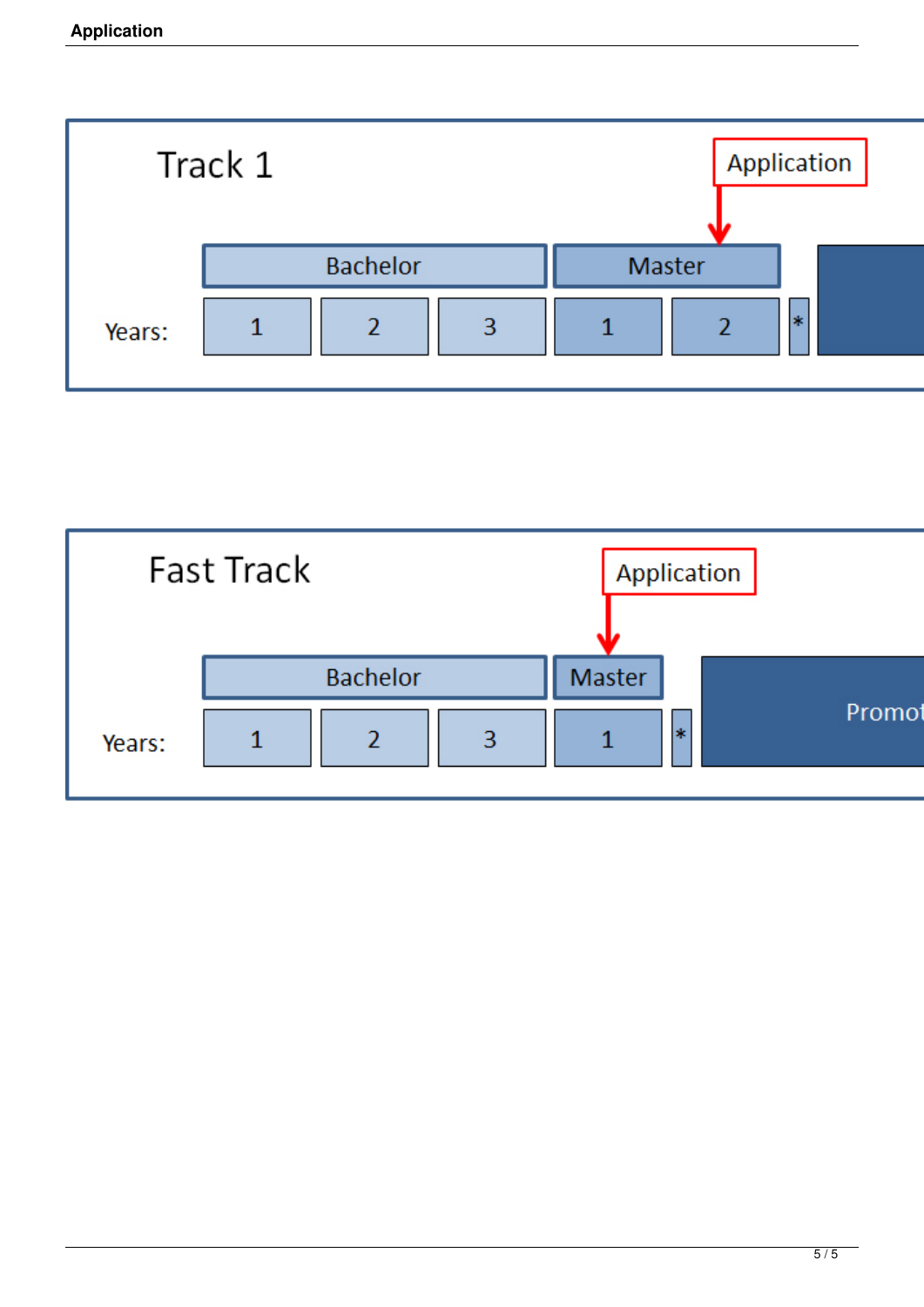Track 1

Application

Bachelor

Master

Years:

1

2

3

1

2

*

Fast Track

Application

Bachelor

Master

Promot

Years:

1

2

3

1

*